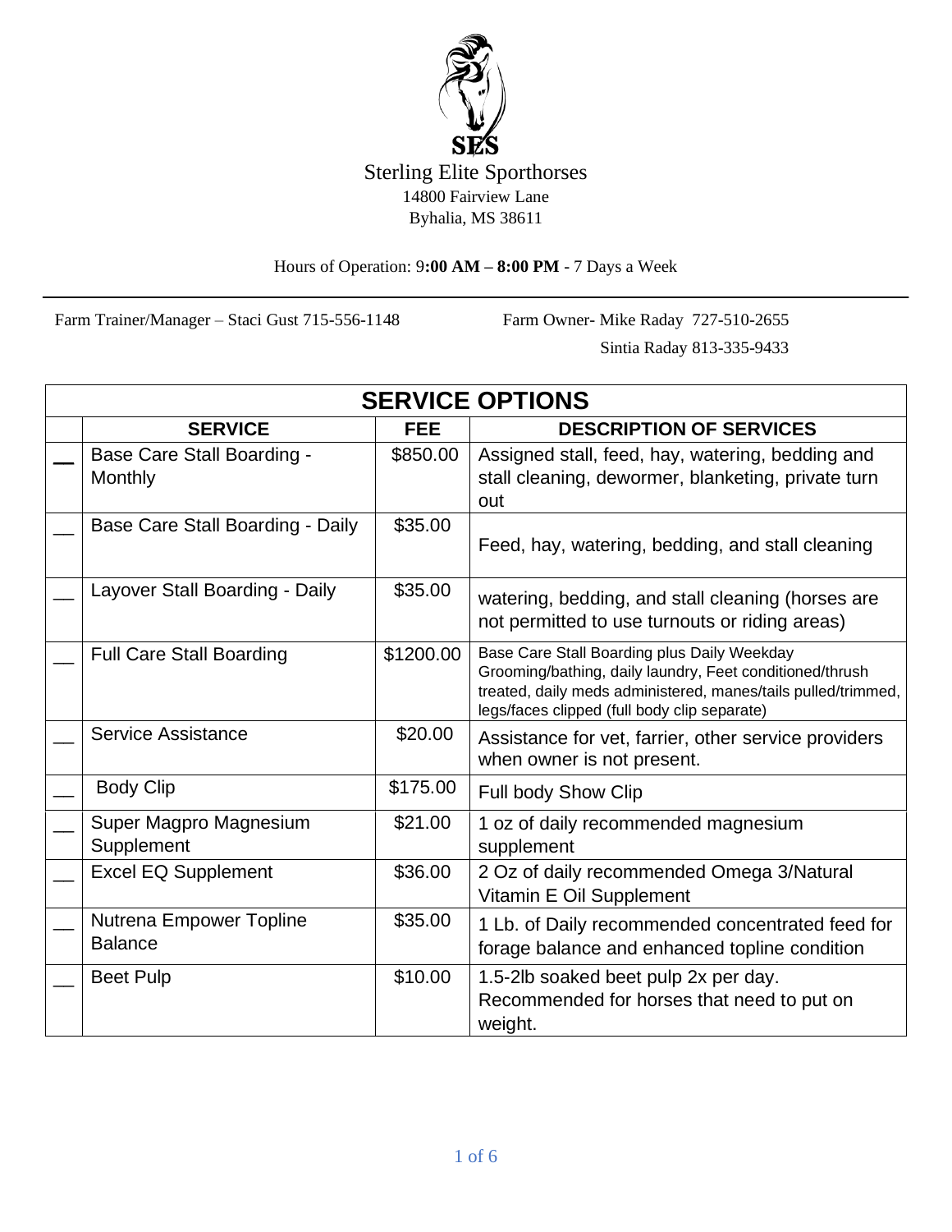SES

# Sterling Elite Sporthorses

14800 Fairview Lane
Byhalia, MS 38611

Hours of Operation: 9**:00 AM – 8:00 PM** - 7 Days a Week

---

Farm Trainer/Manager – Staci Gust 715-556-1148

Farm Owner- Mike Raday 727-510-2655
Sintia Raday 813-335-9433

## SERVICE OPTIONS

| | SERVICE | FEE | DESCRIPTION OF SERVICES |
|---|---|---|---|
| __ | Base Care Stall Boarding - Monthly | $850.00 | Assigned stall, feed, hay, watering, bedding and stall cleaning, dewormer, blanketing, private turn out |
| __ | Base Care Stall Boarding - Daily | $35.00 | Feed, hay, watering, bedding, and stall cleaning |
| __ | Layover Stall Boarding - Daily | $35.00 | watering, bedding, and stall cleaning (horses are not permitted to use turnouts or riding areas) |
| __ | Full Care Stall Boarding | $1200.00 | Base Care Stall Boarding plus Daily Weekday Grooming/bathing, daily laundry, Feet conditioned/thrush treated, daily meds administered, manes/tails pulled/trimmed, legs/faces clipped (full body clip separate) |
| __ | Service Assistance | $20.00 | Assistance for vet, farrier, other service providers when owner is not present. |
| __ | Body Clip | $175.00 | Full body Show Clip |
| __ | Super Magpro Magnesium Supplement | $21.00 | 1 oz of daily recommended magnesium supplement |
| __ | Excel EQ Supplement | $36.00 | 2 Oz of daily recommended Omega 3/Natural Vitamin E Oil Supplement |
| __ | Nutrena Empower Topline Balance | $35.00 | 1 Lb. of Daily recommended concentrated feed for forage balance and enhanced topline condition |
| __ | Beet Pulp | $10.00 | 1.5-2lb soaked beet pulp 2x per day. Recommended for horses that need to put on weight. |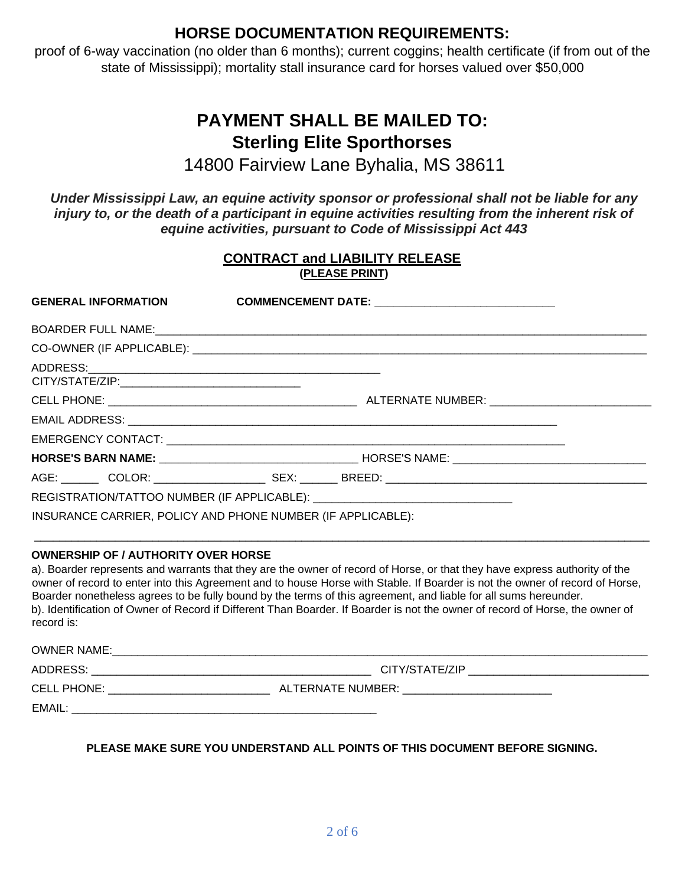## HORSE DOCUMENTATION REQUIREMENTS:

proof of 6-way vaccination (no older than 6 months); current coggins; health certificate (if from out of the state of Mississippi); mortality stall insurance card for horses valued over $50,000

# PAYMENT SHALL BE MAILED TO:
## Sterling Elite Sporthorses

14800 Fairview Lane Byhalia, MS 38611

***Under Mississippi Law, an equine activity sponsor or professional shall not be liable for any injury to, or the death of a participant in equine activities resulting from the inherent risk of equine activities, pursuant to Code of Mississippi Act 443***

**CONTRACT and LIABILITY RELEASE**
**(PLEASE PRINT)**

**GENERAL INFORMATION** **COMMENCEMENT DATE:** ____________________________

BOARDER FULL NAME:_____________________________________________________________________________

CO-OWNER (IF APPLICABLE): ________________________________________________________________________

ADDRESS:_____________________________________________
CITY/STATE/ZIP:___________________________

CELL PHONE: _______________________________________ ALTERNATE NUMBER: _________________________

EMAIL ADDRESS: __________________________________________________________________

EMERGENCY CONTACT: _____________________________________________________________

**HORSE'S BARN NAME:** _____________________________ HORSE'S NAME: ____________________________

AGE: ______ COLOR: _________________ SEX: ______ BREED: ________________________________________

REGISTRATION/TATTOO NUMBER (IF APPLICABLE): _______________________________

INSURANCE CARRIER, POLICY AND PHONE NUMBER (IF APPLICABLE):

___________________________________________________________________________________________

**OWNERSHIP OF / AUTHORITY OVER HORSE**

a). Boarder represents and warrants that they are the owner of record of Horse, or that they have express authority of the owner of record to enter into this Agreement and to house Horse with Stable. If Boarder is not the owner of record of Horse, Boarder nonetheless agrees to be fully bound by the terms of this agreement, and liable for all sums hereunder.
b). Identification of Owner of Record if Different Than Boarder. If Boarder is not the owner of record of Horse, the owner of record is:

OWNER NAME:_______________________________________________________________________________

ADDRESS: ___________________________________________ CITY/STATE/ZIP ___________________________

CELL PHONE: ________________________ ALTERNATE NUMBER: _______________________

EMAIL: _______________________________________________

**PLEASE MAKE SURE YOU UNDERSTAND ALL POINTS OF THIS DOCUMENT BEFORE SIGNING.**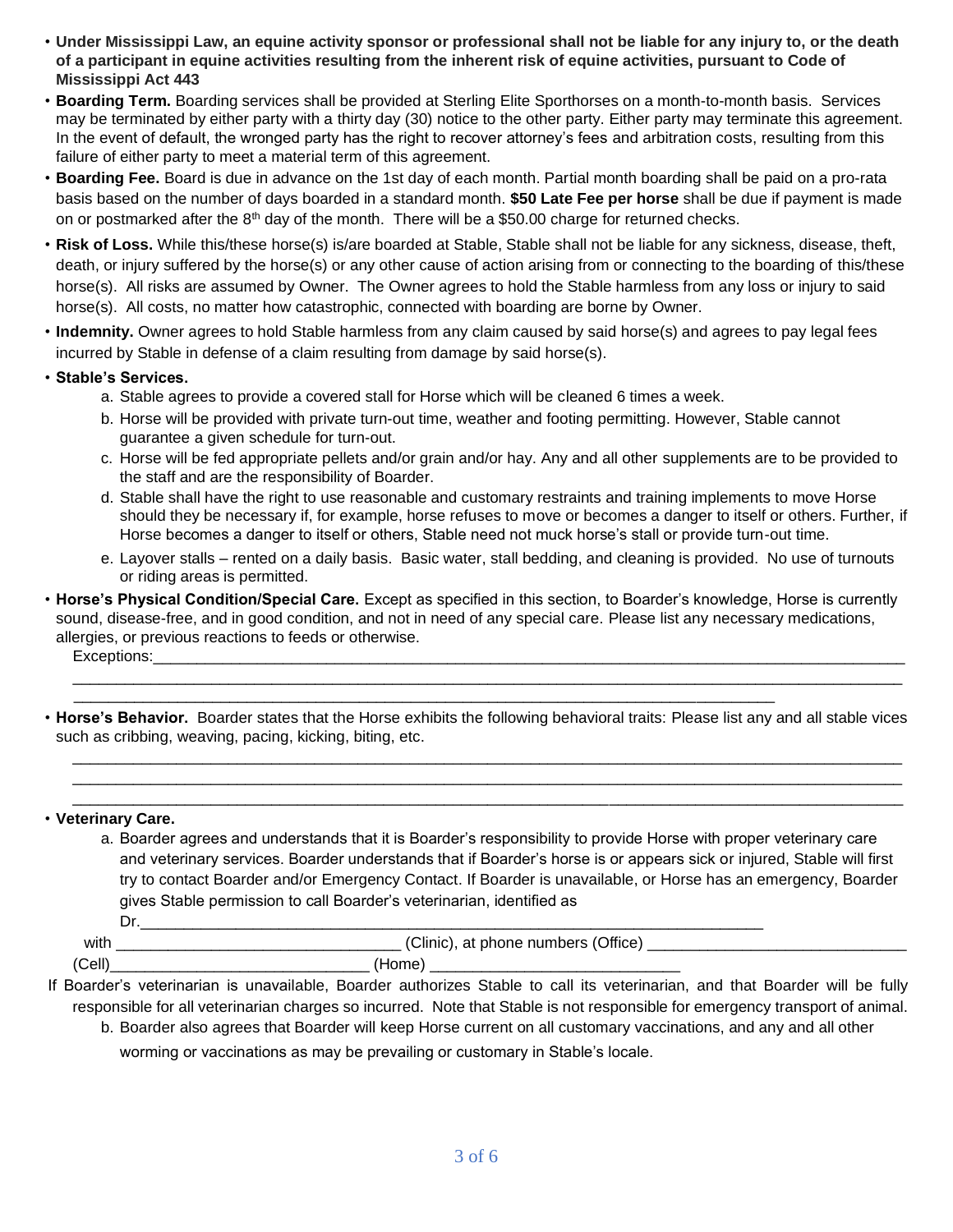- **Under Mississippi Law, an equine activity sponsor or professional shall not be liable for any injury to, or the death of a participant in equine activities resulting from the inherent risk of equine activities, pursuant to Code of Mississippi Act 443**
- **Boarding Term.** Boarding services shall be provided at Sterling Elite Sporthorses on a month-to-month basis. Services may be terminated by either party with a thirty day (30) notice to the other party. Either party may terminate this agreement. In the event of default, the wronged party has the right to recover attorney's fees and arbitration costs, resulting from this failure of either party to meet a material term of this agreement.
- **Boarding Fee.** Board is due in advance on the 1st day of each month. Partial month boarding shall be paid on a pro-rata basis based on the number of days boarded in a standard month. **$50 Late Fee per horse** shall be due if payment is made on or postmarked after the 8th day of the month. There will be a $50.00 charge for returned checks.
- **Risk of Loss.** While this/these horse(s) is/are boarded at Stable, Stable shall not be liable for any sickness, disease, theft, death, or injury suffered by the horse(s) or any other cause of action arising from or connecting to the boarding of this/these horse(s). All risks are assumed by Owner. The Owner agrees to hold the Stable harmless from any loss or injury to said horse(s). All costs, no matter how catastrophic, connected with boarding are borne by Owner.
- **Indemnity.** Owner agrees to hold Stable harmless from any claim caused by said horse(s) and agrees to pay legal fees incurred by Stable in defense of a claim resulting from damage by said horse(s).
- **Stable's Services.**
  a. Stable agrees to provide a covered stall for Horse which will be cleaned 6 times a week.
  b. Horse will be provided with private turn-out time, weather and footing permitting. However, Stable cannot guarantee a given schedule for turn-out.
  c. Horse will be fed appropriate pellets and/or grain and/or hay. Any and all other supplements are to be provided to the staff and are the responsibility of Boarder.
  d. Stable shall have the right to use reasonable and customary restraints and training implements to move Horse should they be necessary if, for example, horse refuses to move or becomes a danger to itself or others. Further, if Horse becomes a danger to itself or others, Stable need not muck horse's stall or provide turn-out time.
  e. Layover stalls – rented on a daily basis. Basic water, stall bedding, and cleaning is provided. No use of turnouts or riding areas is permitted.
- **Horse's Physical Condition/Special Care.** Except as specified in this section, to Boarder's knowledge, Horse is currently sound, disease-free, and in good condition, and not in need of any special care. Please list any necessary medications, allergies, or previous reactions to feeds or otherwise.

  Exceptions:______________________________________________________________________________

  ________________________________________________________________________________________

  ___________________________________________________________________________
- **Horse's Behavior.** Boarder states that the Horse exhibits the following behavioral traits: Please list any and all stable vices such as cribbing, weaving, pacing, kicking, biting, etc.

  ________________________________________________________________________________________

  ________________________________________________________________________________________

  ________________________________________________________________________________________
- **Veterinary Care.**
  a. Boarder agrees and understands that it is Boarder's responsibility to provide Horse with proper veterinary care and veterinary services. Boarder understands that if Boarder's horse is or appears sick or injured, Stable will first try to contact Boarder and/or Emergency Contact. If Boarder is unavailable, or Horse has an emergency, Boarder gives Stable permission to call Boarder's veterinarian, identified as Dr.___________________________________________________________________

  with ________________________________ (Clinic), at phone numbers (Office) ____________________________ (Cell)____________________________ (Home) ___________________________

  If Boarder's veterinarian is unavailable, Boarder authorizes Stable to call its veterinarian, and that Boarder will be fully responsible for all veterinarian charges so incurred. Note that Stable is not responsible for emergency transport of animal.

  b. Boarder also agrees that Boarder will keep Horse current on all customary vaccinations, and any and all other worming or vaccinations as may be prevailing or customary in Stable's locale.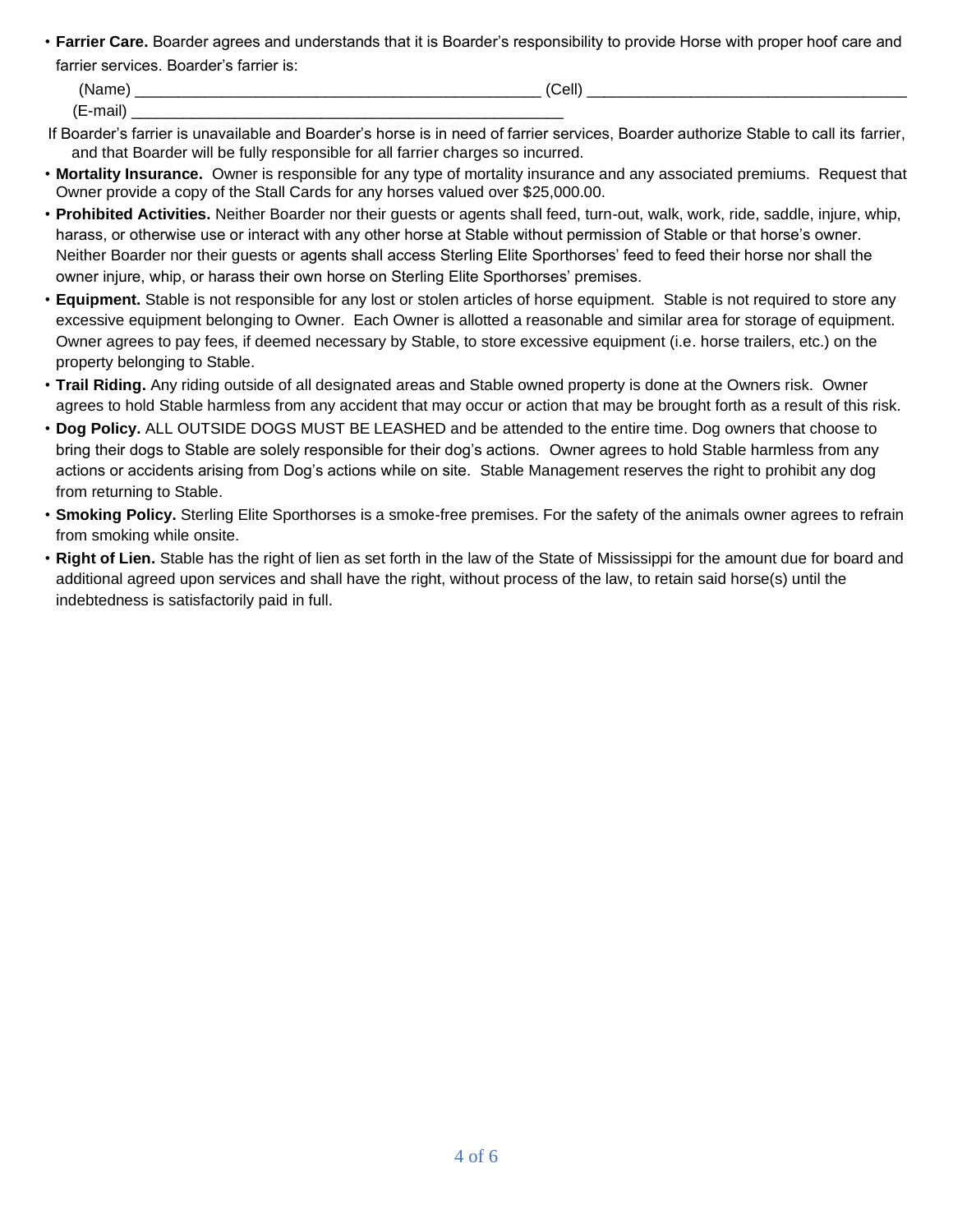- **Farrier Care.** Boarder agrees and understands that it is Boarder's responsibility to provide Horse with proper hoof care and farrier services. Boarder's farrier is:

  (Name) ____________________________________________ (Cell) ___________________________________
  (E-mail) _______________________________________________

  If Boarder's farrier is unavailable and Boarder's horse is in need of farrier services, Boarder authorize Stable to call its farrier, and that Boarder will be fully responsible for all farrier charges so incurred.
- **Mortality Insurance.** Owner is responsible for any type of mortality insurance and any associated premiums. Request that Owner provide a copy of the Stall Cards for any horses valued over $25,000.00.
- **Prohibited Activities.** Neither Boarder nor their guests or agents shall feed, turn-out, walk, work, ride, saddle, injure, whip, harass, or otherwise use or interact with any other horse at Stable without permission of Stable or that horse's owner. Neither Boarder nor their guests or agents shall access Sterling Elite Sporthorses' feed to feed their horse nor shall the owner injure, whip, or harass their own horse on Sterling Elite Sporthorses' premises.
- **Equipment.** Stable is not responsible for any lost or stolen articles of horse equipment. Stable is not required to store any excessive equipment belonging to Owner. Each Owner is allotted a reasonable and similar area for storage of equipment. Owner agrees to pay fees, if deemed necessary by Stable, to store excessive equipment (i.e. horse trailers, etc.) on the property belonging to Stable.
- **Trail Riding.** Any riding outside of all designated areas and Stable owned property is done at the Owners risk. Owner agrees to hold Stable harmless from any accident that may occur or action that may be brought forth as a result of this risk.
- **Dog Policy.** ALL OUTSIDE DOGS MUST BE LEASHED and be attended to the entire time. Dog owners that choose to bring their dogs to Stable are solely responsible for their dog's actions. Owner agrees to hold Stable harmless from any actions or accidents arising from Dog's actions while on site. Stable Management reserves the right to prohibit any dog from returning to Stable.
- **Smoking Policy.** Sterling Elite Sporthorses is a smoke-free premises. For the safety of the animals owner agrees to refrain from smoking while onsite.
- **Right of Lien.** Stable has the right of lien as set forth in the law of the State of Mississippi for the amount due for board and additional agreed upon services and shall have the right, without process of the law, to retain said horse(s) until the indebtedness is satisfactorily paid in full.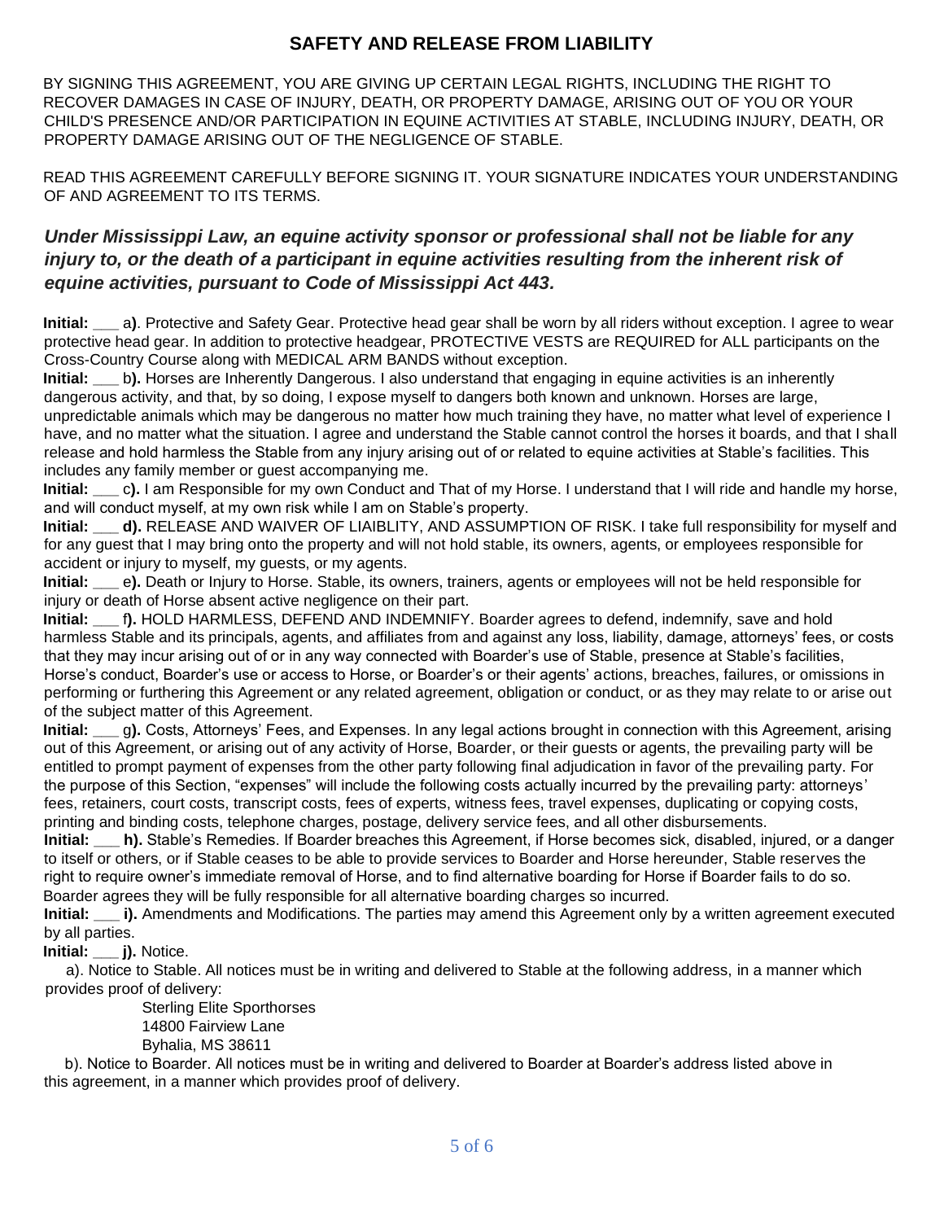## SAFETY AND RELEASE FROM LIABILITY

BY SIGNING THIS AGREEMENT, YOU ARE GIVING UP CERTAIN LEGAL RIGHTS, INCLUDING THE RIGHT TO RECOVER DAMAGES IN CASE OF INJURY, DEATH, OR PROPERTY DAMAGE, ARISING OUT OF YOU OR YOUR CHILD'S PRESENCE AND/OR PARTICIPATION IN EQUINE ACTIVITIES AT STABLE, INCLUDING INJURY, DEATH, OR PROPERTY DAMAGE ARISING OUT OF THE NEGLIGENCE OF STABLE.

READ THIS AGREEMENT CAREFULLY BEFORE SIGNING IT. YOUR SIGNATURE INDICATES YOUR UNDERSTANDING OF AND AGREEMENT TO ITS TERMS.

### *Under Mississippi Law, an equine activity sponsor or professional shall not be liable for any injury to, or the death of a participant in equine activities resulting from the inherent risk of equine activities, pursuant to Code of Mississippi Act 443.*

**Initial:** ___ a**)**. Protective and Safety Gear. Protective head gear shall be worn by all riders without exception. I agree to wear protective head gear. In addition to protective headgear, PROTECTIVE VESTS are REQUIRED for ALL participants on the Cross-Country Course along with MEDICAL ARM BANDS without exception.

**Initial:** ___ b**).** Horses are Inherently Dangerous. I also understand that engaging in equine activities is an inherently dangerous activity, and that, by so doing, I expose myself to dangers both known and unknown. Horses are large, unpredictable animals which may be dangerous no matter how much training they have, no matter what level of experience I have, and no matter what the situation. I agree and understand the Stable cannot control the horses it boards, and that I shall release and hold harmless the Stable from any injury arising out of or related to equine activities at Stable's facilities. This includes any family member or guest accompanying me.

**Initial:** ___ c**).** I am Responsible for my own Conduct and That of my Horse. I understand that I will ride and handle my horse, and will conduct myself, at my own risk while I am on Stable's property.

**Initial:** ___ **d).** RELEASE AND WAIVER OF LIAIBLITY, AND ASSUMPTION OF RISK. I take full responsibility for myself and for any guest that I may bring onto the property and will not hold stable, its owners, agents, or employees responsible for accident or injury to myself, my guests, or my agents.

**Initial:** ___ e**).** Death or Injury to Horse. Stable, its owners, trainers, agents or employees will not be held responsible for injury or death of Horse absent active negligence on their part.

**Initial:** ___ f**).** HOLD HARMLESS, DEFEND AND INDEMNIFY. Boarder agrees to defend, indemnify, save and hold harmless Stable and its principals, agents, and affiliates from and against any loss, liability, damage, attorneys' fees, or costs that they may incur arising out of or in any way connected with Boarder's use of Stable, presence at Stable's facilities, Horse's conduct, Boarder's use or access to Horse, or Boarder's or their agents' actions, breaches, failures, or omissions in performing or furthering this Agreement or any related agreement, obligation or conduct, or as they may relate to or arise out of the subject matter of this Agreement.

**Initial:** ___ g**).** Costs, Attorneys' Fees, and Expenses. In any legal actions brought in connection with this Agreement, arising out of this Agreement, or arising out of any activity of Horse, Boarder, or their guests or agents, the prevailing party will be entitled to prompt payment of expenses from the other party following final adjudication in favor of the prevailing party. For the purpose of this Section, "expenses" will include the following costs actually incurred by the prevailing party: attorneys' fees, retainers, court costs, transcript costs, fees of experts, witness fees, travel expenses, duplicating or copying costs, printing and binding costs, telephone charges, postage, delivery service fees, and all other disbursements.

**Initial:** ___ **h).** Stable's Remedies. If Boarder breaches this Agreement, if Horse becomes sick, disabled, injured, or a danger to itself or others, or if Stable ceases to be able to provide services to Boarder and Horse hereunder, Stable reserves the right to require owner's immediate removal of Horse, and to find alternative boarding for Horse if Boarder fails to do so. Boarder agrees they will be fully responsible for all alternative boarding charges so incurred.

**Initial:** ___ **i).** Amendments and Modifications. The parties may amend this Agreement only by a written agreement executed by all parties.

**Initial:** ___ **j).** Notice.

a). Notice to Stable. All notices must be in writing and delivered to Stable at the following address, in a manner which provides proof of delivery:

Sterling Elite Sporthorses  
14800 Fairview Lane  
Byhalia, MS 38611

b). Notice to Boarder. All notices must be in writing and delivered to Boarder at Boarder's address listed above in this agreement, in a manner which provides proof of delivery.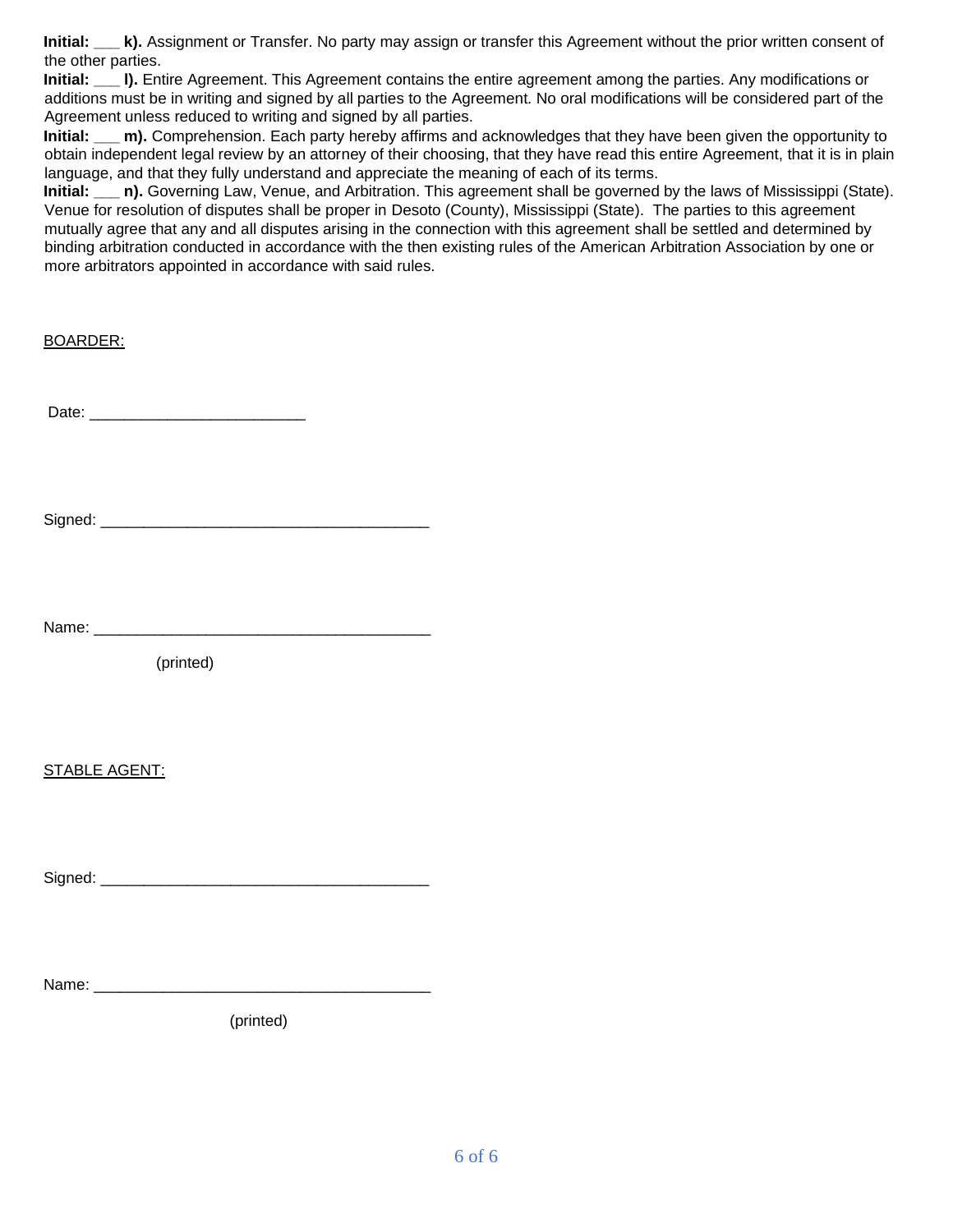**Initial: ___ k).** Assignment or Transfer. No party may assign or transfer this Agreement without the prior written consent of the other parties.

**Initial: ___ l).** Entire Agreement. This Agreement contains the entire agreement among the parties. Any modifications or additions must be in writing and signed by all parties to the Agreement. No oral modifications will be considered part of the Agreement unless reduced to writing and signed by all parties.

**Initial: ___ m).** Comprehension. Each party hereby affirms and acknowledges that they have been given the opportunity to obtain independent legal review by an attorney of their choosing, that they have read this entire Agreement, that it is in plain language, and that they fully understand and appreciate the meaning of each of its terms.

**Initial: ___ n).** Governing Law, Venue, and Arbitration. This agreement shall be governed by the laws of Mississippi (State). Venue for resolution of disputes shall be proper in Desoto (County), Mississippi (State). The parties to this agreement mutually agree that any and all disputes arising in the connection with this agreement shall be settled and determined by binding arbitration conducted in accordance with the then existing rules of the American Arbitration Association by one or more arbitrators appointed in accordance with said rules.

BOARDER:

Date: ________________________

Signed: ____________________________________

Name: _____________________________________
(printed)

STABLE AGENT:

Signed: ____________________________________

Name: _____________________________________
(printed)